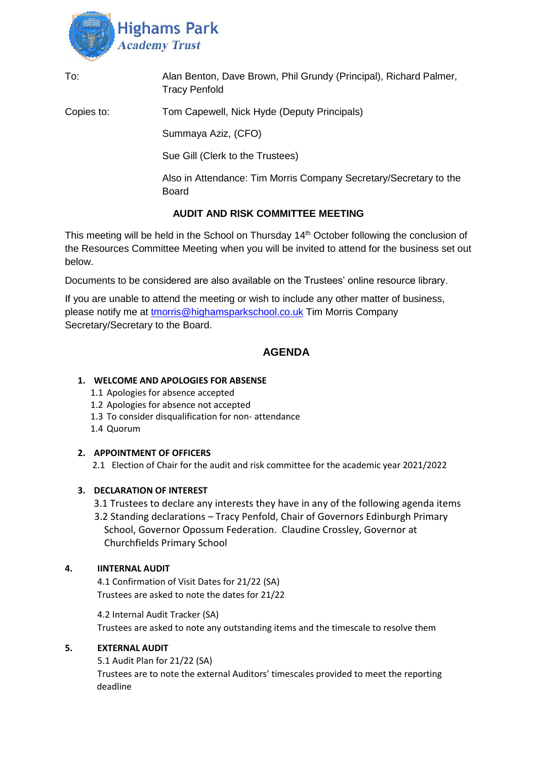Highams Park
*Academy Trust*

| | |
|---|---|
| To: | Alan Benton, Dave Brown, Phil Grundy (Principal), Richard Palmer, Tracy Penfold |
| Copies to: | Tom Capewell, Nick Hyde (Deputy Principals) |
| | Summaya Aziz, (CFO) |
| | Sue Gill (Clerk to the Trustees) |
| | Also in Attendance: Tim Morris Company Secretary/Secretary to the Board |

## AUDIT AND RISK COMMITTEE MEETING

This meeting will be held in the School on Thursday 14th October following the conclusion of the Resources Committee Meeting when you will be invited to attend for the business set out below.

Documents to be considered are also available on the Trustees' online resource library.

If you are unable to attend the meeting or wish to include any other matter of business, please notify me at tmorris@highamsparkschool.co.uk Tim Morris Company Secretary/Secretary to the Board.

## AGENDA

1. **WELCOME AND APOLOGIES FOR ABSENSE**
   - 1.1 Apologies for absence accepted
   - 1.2 Apologies for absence not accepted
   - 1.3 To consider disqualification for non- attendance
   - 1.4 Quorum

2. **APPOINTMENT OF OFFICERS**
   - 2.1 Election of Chair for the audit and risk committee for the academic year 2021/2022

3. **DECLARATION OF INTEREST**
   - 3.1 Trustees to declare any interests they have in any of the following agenda items
   - 3.2 Standing declarations – Tracy Penfold, Chair of Governors Edinburgh Primary School, Governor Opossum Federation. Claudine Crossley, Governor at Churchfields Primary School

4. **IINTERNAL AUDIT**

   4.1 Confirmation of Visit Dates for 21/22 (SA)
   Trustees are asked to note the dates for 21/22

   4.2 Internal Audit Tracker (SA)
   Trustees are asked to note any outstanding items and the timescale to resolve them

5. **EXTERNAL AUDIT**

   5.1 Audit Plan for 21/22 (SA)
   Trustees are to note the external Auditors' timescales provided to meet the reporting deadline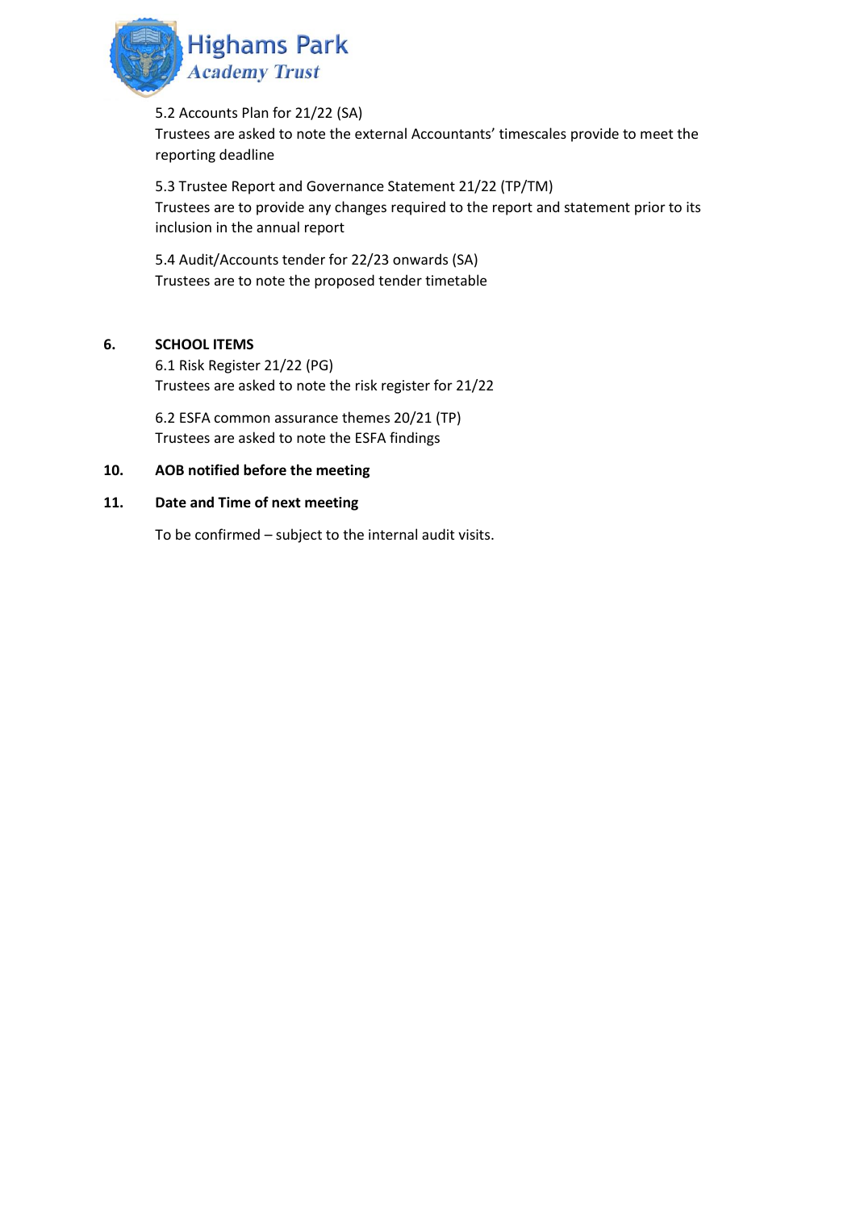5.2 Accounts Plan for 21/22 (SA)
Trustees are asked to note the external Accountants' timescales provide to meet the reporting deadline

5.3 Trustee Report and Governance Statement 21/22 (TP/TM)
Trustees are to provide any changes required to the report and statement prior to its inclusion in the annual report

5.4 Audit/Accounts tender for 22/23 onwards (SA)
Trustees are to note the proposed tender timetable

**6. SCHOOL ITEMS**

6.1 Risk Register 21/22 (PG)
Trustees are asked to note the risk register for 21/22

6.2 ESFA common assurance themes 20/21 (TP)
Trustees are asked to note the ESFA findings

**10. AOB notified before the meeting**

**11. Date and Time of next meeting**

To be confirmed – subject to the internal audit visits.